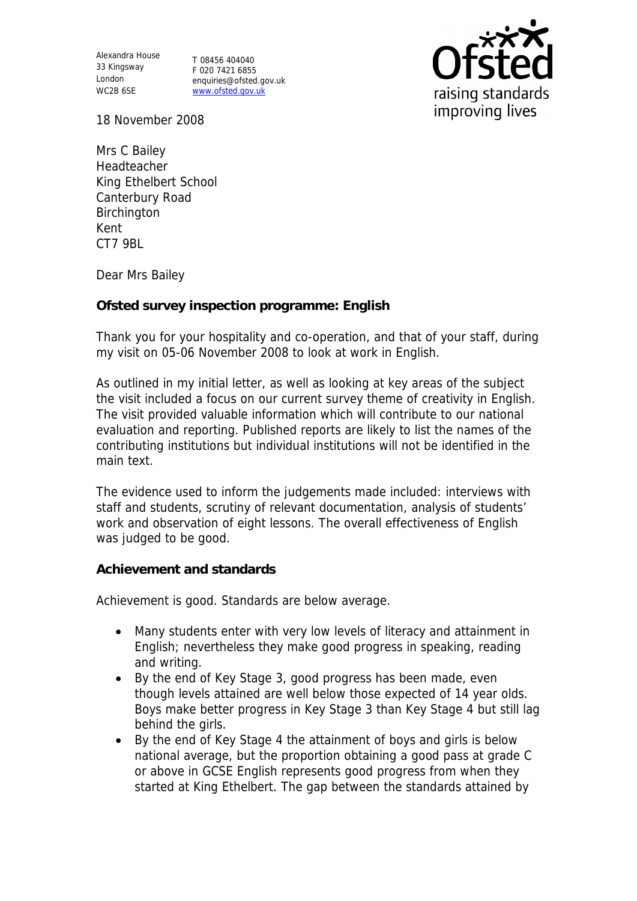Alexandra House
33 Kingsway
London
WC2B 6SE

T 08456 404040
F 020 7421 6855
enquiries@ofsted.gov.uk
www.ofsted.gov.uk

Ofsted
raising standards
improving lives

18 November 2008

Mrs C Bailey
Headteacher
King Ethelbert School
Canterbury Road
Birchington
Kent
CT7 9BL

Dear Mrs Bailey

**Ofsted survey inspection programme: English**

Thank you for your hospitality and co-operation, and that of your staff, during my visit on 05-06 November 2008 to look at work in English.

As outlined in my initial letter, as well as looking at key areas of the subject the visit included a focus on our current survey theme of creativity in English. The visit provided valuable information which will contribute to our national evaluation and reporting. Published reports are likely to list the names of the contributing institutions but individual institutions will not be identified in the main text.

The evidence used to inform the judgements made included: interviews with staff and students, scrutiny of relevant documentation, analysis of students' work and observation of eight lessons. The overall effectiveness of English was judged to be good.

**Achievement and standards**

Achievement is good. Standards are below average.

- Many students enter with very low levels of literacy and attainment in English; nevertheless they make good progress in speaking, reading and writing.
- By the end of Key Stage 3, good progress has been made, even though levels attained are well below those expected of 14 year olds. Boys make better progress in Key Stage 3 than Key Stage 4 but still lag behind the girls.
- By the end of Key Stage 4 the attainment of boys and girls is below national average, but the proportion obtaining a good pass at grade C or above in GCSE English represents good progress from when they started at King Ethelbert. The gap between the standards attained by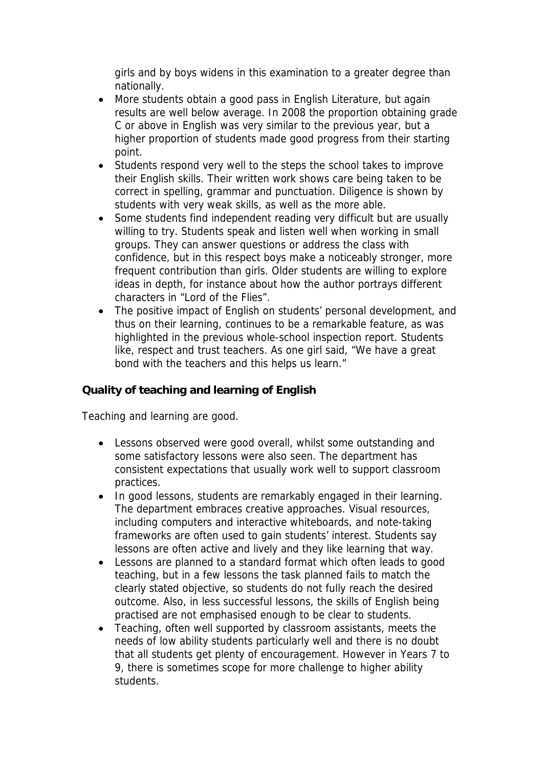girls and by boys widens in this examination to a greater degree than nationally.

- More students obtain a good pass in English Literature, but again results are well below average. In 2008 the proportion obtaining grade C or above in English was very similar to the previous year, but a higher proportion of students made good progress from their starting point.
- Students respond very well to the steps the school takes to improve their English skills. Their written work shows care being taken to be correct in spelling, grammar and punctuation. Diligence is shown by students with very weak skills, as well as the more able.
- Some students find independent reading very difficult but are usually willing to try. Students speak and listen well when working in small groups. They can answer questions or address the class with confidence, but in this respect boys make a noticeably stronger, more frequent contribution than girls. Older students are willing to explore ideas in depth, for instance about how the author portrays different characters in "Lord of the Flies".
- The positive impact of English on students' personal development, and thus on their learning, continues to be a remarkable feature, as was highlighted in the previous whole-school inspection report. Students like, respect and trust teachers. As one girl said, "We have a great bond with the teachers and this helps us learn."

**Quality of teaching and learning of English**

Teaching and learning are good.

- Lessons observed were good overall, whilst some outstanding and some satisfactory lessons were also seen. The department has consistent expectations that usually work well to support classroom practices.
- In good lessons, students are remarkably engaged in their learning. The department embraces creative approaches. Visual resources, including computers and interactive whiteboards, and note-taking frameworks are often used to gain students' interest. Students say lessons are often active and lively and they like learning that way.
- Lessons are planned to a standard format which often leads to good teaching, but in a few lessons the task planned fails to match the clearly stated objective, so students do not fully reach the desired outcome. Also, in less successful lessons, the skills of English being practised are not emphasised enough to be clear to students.
- Teaching, often well supported by classroom assistants, meets the needs of low ability students particularly well and there is no doubt that all students get plenty of encouragement. However in Years 7 to 9, there is sometimes scope for more challenge to higher ability students.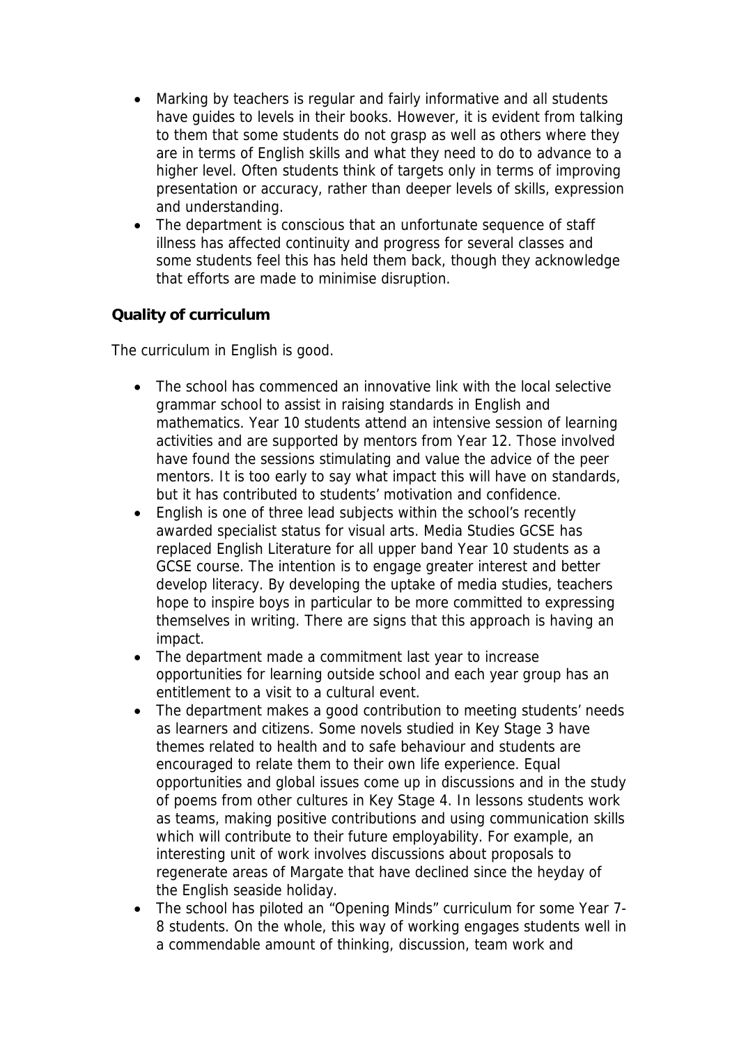- Marking by teachers is regular and fairly informative and all students have guides to levels in their books. However, it is evident from talking to them that some students do not grasp as well as others where they are in terms of English skills and what they need to do to advance to a higher level. Often students think of targets only in terms of improving presentation or accuracy, rather than deeper levels of skills, expression and understanding.
- The department is conscious that an unfortunate sequence of staff illness has affected continuity and progress for several classes and some students feel this has held them back, though they acknowledge that efforts are made to minimise disruption.

**Quality of curriculum**

The curriculum in English is good.

- The school has commenced an innovative link with the local selective grammar school to assist in raising standards in English and mathematics. Year 10 students attend an intensive session of learning activities and are supported by mentors from Year 12. Those involved have found the sessions stimulating and value the advice of the peer mentors. It is too early to say what impact this will have on standards, but it has contributed to students' motivation and confidence.
- English is one of three lead subjects within the school's recently awarded specialist status for visual arts. Media Studies GCSE has replaced English Literature for all upper band Year 10 students as a GCSE course. The intention is to engage greater interest and better develop literacy. By developing the uptake of media studies, teachers hope to inspire boys in particular to be more committed to expressing themselves in writing. There are signs that this approach is having an impact.
- The department made a commitment last year to increase opportunities for learning outside school and each year group has an entitlement to a visit to a cultural event.
- The department makes a good contribution to meeting students' needs as learners and citizens. Some novels studied in Key Stage 3 have themes related to health and to safe behaviour and students are encouraged to relate them to their own life experience. Equal opportunities and global issues come up in discussions and in the study of poems from other cultures in Key Stage 4. In lessons students work as teams, making positive contributions and using communication skills which will contribute to their future employability. For example, an interesting unit of work involves discussions about proposals to regenerate areas of Margate that have declined since the heyday of the English seaside holiday.
- The school has piloted an "Opening Minds" curriculum for some Year 7-8 students. On the whole, this way of working engages students well in a commendable amount of thinking, discussion, team work and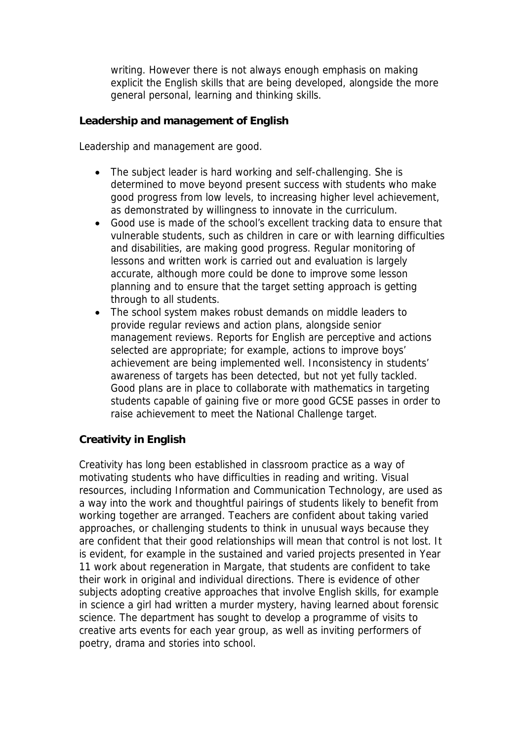writing. However there is not always enough emphasis on making explicit the English skills that are being developed, alongside the more general personal, learning and thinking skills.

**Leadership and management of English**

Leadership and management are good.

- The subject leader is hard working and self-challenging. She is determined to move beyond present success with students who make good progress from low levels, to increasing higher level achievement, as demonstrated by willingness to innovate in the curriculum.
- Good use is made of the school's excellent tracking data to ensure that vulnerable students, such as children in care or with learning difficulties and disabilities, are making good progress. Regular monitoring of lessons and written work is carried out and evaluation is largely accurate, although more could be done to improve some lesson planning and to ensure that the target setting approach is getting through to all students.
- The school system makes robust demands on middle leaders to provide regular reviews and action plans, alongside senior management reviews. Reports for English are perceptive and actions selected are appropriate; for example, actions to improve boys' achievement are being implemented well. Inconsistency in students' awareness of targets has been detected, but not yet fully tackled. Good plans are in place to collaborate with mathematics in targeting students capable of gaining five or more good GCSE passes in order to raise achievement to meet the National Challenge target.

**Creativity in English**

Creativity has long been established in classroom practice as a way of motivating students who have difficulties in reading and writing. Visual resources, including Information and Communication Technology, are used as a way into the work and thoughtful pairings of students likely to benefit from working together are arranged. Teachers are confident about taking varied approaches, or challenging students to think in unusual ways because they are confident that their good relationships will mean that control is not lost. It is evident, for example in the sustained and varied projects presented in Year 11 work about regeneration in Margate, that students are confident to take their work in original and individual directions. There is evidence of other subjects adopting creative approaches that involve English skills, for example in science a girl had written a murder mystery, having learned about forensic science. The department has sought to develop a programme of visits to creative arts events for each year group, as well as inviting performers of poetry, drama and stories into school.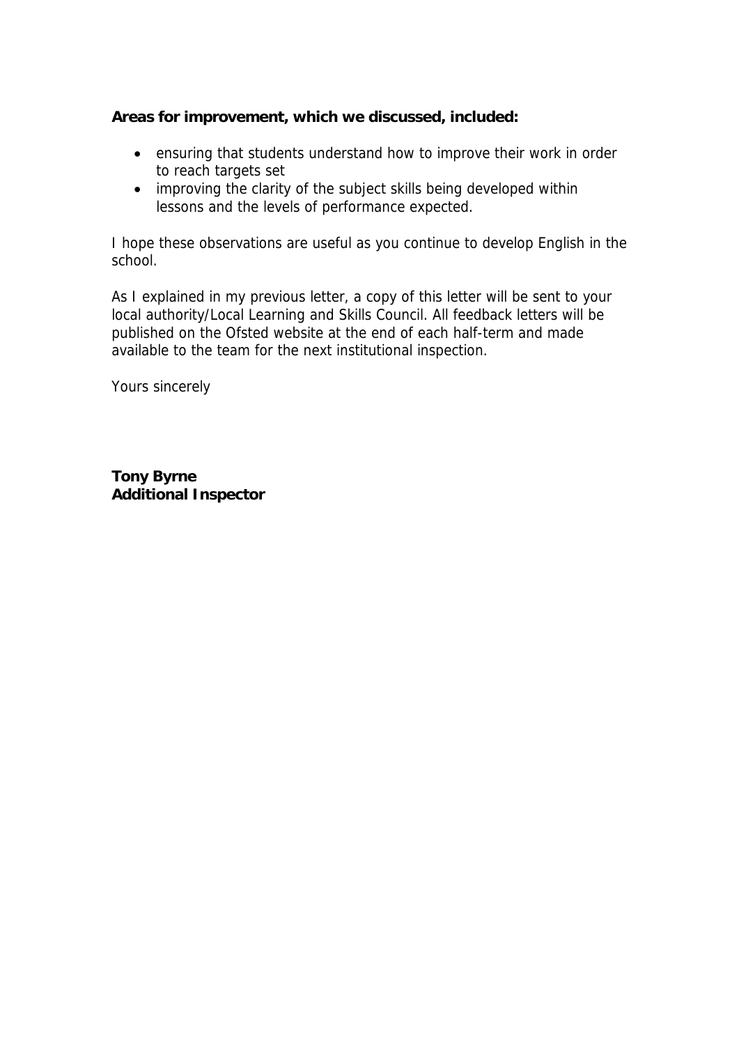**Areas for improvement, which we discussed, included:**

- ensuring that students understand how to improve their work in order to reach targets set
- improving the clarity of the subject skills being developed within lessons and the levels of performance expected.

I hope these observations are useful as you continue to develop English in the school.

As I explained in my previous letter, a copy of this letter will be sent to your local authority/Local Learning and Skills Council. All feedback letters will be published on the Ofsted website at the end of each half-term and made available to the team for the next institutional inspection.

Yours sincerely

**Tony Byrne**
**Additional Inspector**